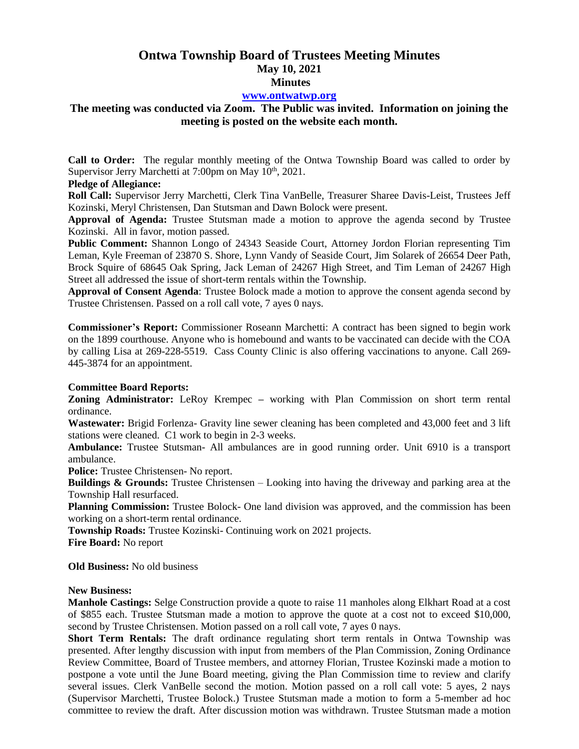# Ontwa Township Board of Trustees Meeting Minutes

## May 10, 2021

## Minutes

**www.ontwatwp.org**

**The meeting was conducted via Zoom. The Public was invited. Information on joining the meeting is posted on the website each month.**

**Call to Order:** The regular monthly meeting of the Ontwa Township Board was called to order by Supervisor Jerry Marchetti at 7:00pm on May 10th, 2021.

**Pledge of Allegiance:**

**Roll Call:** Supervisor Jerry Marchetti, Clerk Tina VanBelle, Treasurer Sharee Davis-Leist, Trustees Jeff Kozinski, Meryl Christensen, Dan Stutsman and Dawn Bolock were present.

**Approval of Agenda:** Trustee Stutsman made a motion to approve the agenda second by Trustee Kozinski. All in favor, motion passed.

**Public Comment:** Shannon Longo of 24343 Seaside Court, Attorney Jordon Florian representing Tim Leman, Kyle Freeman of 23870 S. Shore, Lynn Vandy of Seaside Court, Jim Solarek of 26654 Deer Path, Brock Squire of 68645 Oak Spring, Jack Leman of 24267 High Street, and Tim Leman of 24267 High Street all addressed the issue of short-term rentals within the Township.

**Approval of Consent Agenda**: Trustee Bolock made a motion to approve the consent agenda second by Trustee Christensen. Passed on a roll call vote, 7 ayes 0 nays.

**Commissioner's Report:** Commissioner Roseann Marchetti: A contract has been signed to begin work on the 1899 courthouse. Anyone who is homebound and wants to be vaccinated can decide with the COA by calling Lisa at 269-228-5519. Cass County Clinic is also offering vaccinations to anyone. Call 269-445-3874 for an appointment.

**Committee Board Reports:**

**Zoning Administrator:** LeRoy Krempec – working with Plan Commission on short term rental ordinance.

**Wastewater:** Brigid Forlenza- Gravity line sewer cleaning has been completed and 43,000 feet and 3 lift stations were cleaned. C1 work to begin in 2-3 weeks.

**Ambulance:** Trustee Stutsman- All ambulances are in good running order. Unit 6910 is a transport ambulance.

**Police:** Trustee Christensen- No report.

**Buildings & Grounds:** Trustee Christensen – Looking into having the driveway and parking area at the Township Hall resurfaced.

**Planning Commission:** Trustee Bolock- One land division was approved, and the commission has been working on a short-term rental ordinance.

**Township Roads:** Trustee Kozinski- Continuing work on 2021 projects.

**Fire Board:** No report

**Old Business:** No old business

**New Business:**

**Manhole Castings:** Selge Construction provide a quote to raise 11 manholes along Elkhart Road at a cost of $855 each. Trustee Stutsman made a motion to approve the quote at a cost not to exceed $10,000, second by Trustee Christensen. Motion passed on a roll call vote, 7 ayes 0 nays.

**Short Term Rentals:** The draft ordinance regulating short term rentals in Ontwa Township was presented. After lengthy discussion with input from members of the Plan Commission, Zoning Ordinance Review Committee, Board of Trustee members, and attorney Florian, Trustee Kozinski made a motion to postpone a vote until the June Board meeting, giving the Plan Commission time to review and clarify several issues. Clerk VanBelle second the motion. Motion passed on a roll call vote: 5 ayes, 2 nays (Supervisor Marchetti, Trustee Bolock.) Trustee Stutsman made a motion to form a 5-member ad hoc committee to review the draft. After discussion motion was withdrawn. Trustee Stutsman made a motion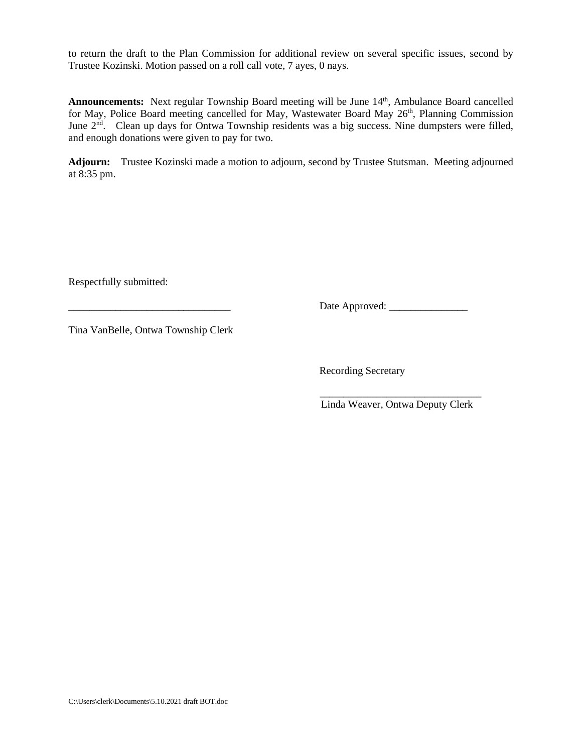to return the draft to the Plan Commission for additional review on several specific issues, second by Trustee Kozinski. Motion passed on a roll call vote, 7 ayes, 0 nays.

**Announcements:** Next regular Township Board meeting will be June 14th, Ambulance Board cancelled for May, Police Board meeting cancelled for May, Wastewater Board May 26th, Planning Commission June 2nd. Clean up days for Ontwa Township residents was a big success. Nine dumpsters were filled, and enough donations were given to pay for two.

**Adjourn:** Trustee Kozinski made a motion to adjourn, second by Trustee Stutsman. Meeting adjourned at 8:35 pm.

Respectfully submitted:

_______________________________ Date Approved: _______________

Tina VanBelle, Ontwa Township Clerk

Recording Secretary

_______________________________

Linda Weaver, Ontwa Deputy Clerk

C:\Users\clerk\Documents\5.10.2021 draft BOT.doc